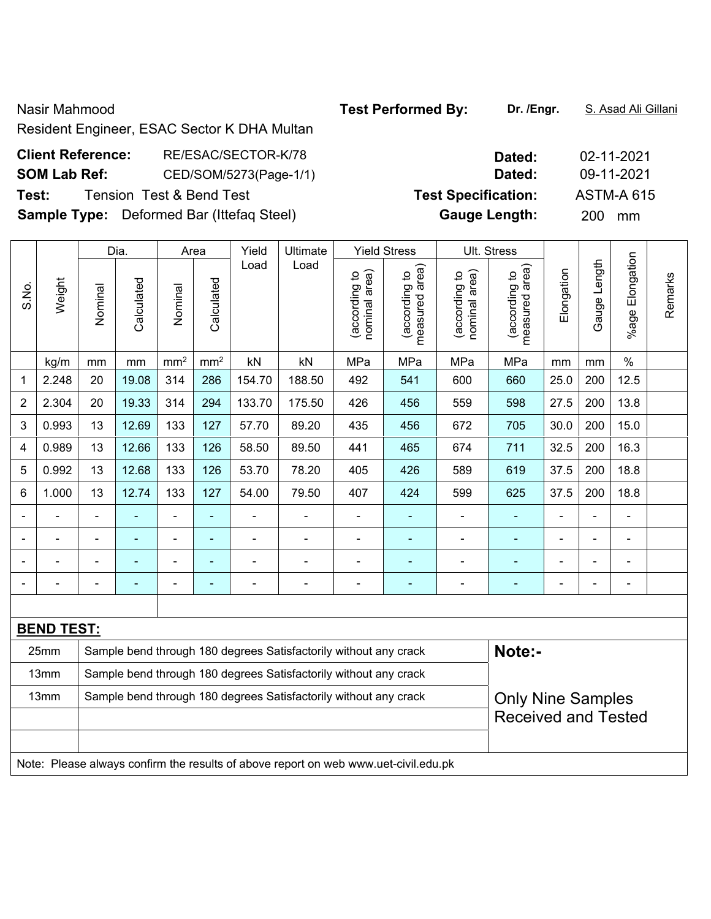Nasir Mahmood

Resident Engineer, ESAC Sector K DHA Multan

**Test Performed By:** **Dr. /Engr.** S. Asad Ali Gillani

**Client Reference:** RE/ESAC/SECTOR-K/78 **Dated:** 02-11-2021

**SOM Lab Ref:** CED/SOM/5273(Page-1/1) **Dated:** 09-11-2021

**Test:** Tension Test & Bend Test **Test Specification:** ASTM-A 615

**Sample Type:** Deformed Bar (Ittefaq Steel) **Gauge Length:** 200 mm

| S.No. | Weight | Dia. | | Area | | Yield Load | Ultimate Load | Yield Stress | | Ult. Stress | | Elongation | Gauge Length | %age Elongation | Remarks |
|---|---|---|---|---|---|---|---|---|---|---|---|---|---|---|---|
| | | Nominal | Calculated | Nominal | Calculated | | | (according to nominal area) | (according to measured area) | (according to nominal area) | (according to measured area) | | | | |
| | kg/m | mm | mm | $mm^2$ | $mm^2$ | kN | kN | MPa | MPa | MPa | MPa | mm | mm | % | |
| 1 | 2.248 | 20 | 19.08 | 314 | 286 | 154.70 | 188.50 | 492 | 541 | 600 | 660 | 25.0 | 200 | 12.5 | |
| 2 | 2.304 | 20 | 19.33 | 314 | 294 | 133.70 | 175.50 | 426 | 456 | 559 | 598 | 27.5 | 200 | 13.8 | |
| 3 | 0.993 | 13 | 12.69 | 133 | 127 | 57.70 | 89.20 | 435 | 456 | 672 | 705 | 30.0 | 200 | 15.0 | |
| 4 | 0.989 | 13 | 12.66 | 133 | 126 | 58.50 | 89.50 | 441 | 465 | 674 | 711 | 32.5 | 200 | 16.3 | |
| 5 | 0.992 | 13 | 12.68 | 133 | 126 | 53.70 | 78.20 | 405 | 426 | 589 | 619 | 37.5 | 200 | 18.8 | |
| 6 | 1.000 | 13 | 12.74 | 133 | 127 | 54.00 | 79.50 | 407 | 424 | 599 | 625 | 37.5 | 200 | 18.8 | |
| - | - | - | - | - | - | - | - | - | - | - | - | - | - | - | |
| - | - | - | - | - | - | - | - | - | - | - | - | - | - | - | |
| - | - | - | - | - | - | - | - | - | - | - | - | - | - | - | |
| - | - | - | - | - | - | - | - | - | - | - | - | - | - | - | |

**BEND TEST:**

| | | |
|---|---|---|
| 25mm | Sample bend through 180 degrees Satisfactorily without any crack | **Note:-** |
| 13mm | Sample bend through 180 degrees Satisfactorily without any crack | |
| 13mm | Sample bend through 180 degrees Satisfactorily without any crack | Only Nine Samples Received and Tested |

Note: Please always confirm the results of above report on web www.uet-civil.edu.pk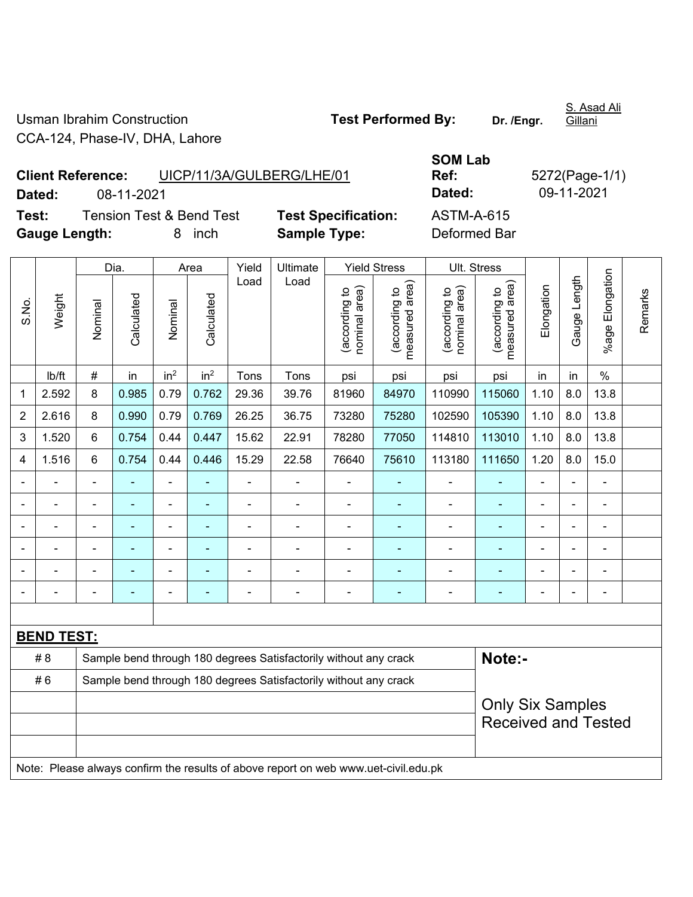Usman Ibrahim Construction
CCA-124, Phase-IV, DHA, Lahore

**Test Performed By:** **Dr. /Engr.** S. Asad Ali Gillani

**Client Reference:** UICP/11/3A/GULBERG/LHE/01
**Dated:** 08-11-2021

**SOM Lab Ref:** 5272(Page-1/1)
**Dated:** 09-11-2021

**Test:** Tension Test & Bend Test
**Gauge Length:** 8 inch

**Test Specification:** ASTM-A-615
**Sample Type:** Deformed Bar

| S.No. | Weight | Dia. | | Area | | Yield Load | Ultimate Load | Yield Stress | | Ult. Stress | | Elongation | Gauge Length | %age Elongation | Remarks |
|---|---|---|---|---|---|---|---|---|---|---|---|---|---|---|---|
| | | Nominal | Calculated | Nominal | Calculated | | | (according to nominal area) | (according to measured area) | (according to nominal area) | (according to measured area) | | | | |
| | lb/ft | # | in | in² | in² | Tons | Tons | psi | psi | psi | psi | in | in | % | |
| 1 | 2.592 | 8 | 0.985 | 0.79 | 0.762 | 29.36 | 39.76 | 81960 | 84970 | 110990 | 115060 | 1.10 | 8.0 | 13.8 | |
| 2 | 2.616 | 8 | 0.990 | 0.79 | 0.769 | 26.25 | 36.75 | 73280 | 75280 | 102590 | 105390 | 1.10 | 8.0 | 13.8 | |
| 3 | 1.520 | 6 | 0.754 | 0.44 | 0.447 | 15.62 | 22.91 | 78280 | 77050 | 114810 | 113010 | 1.10 | 8.0 | 13.8 | |
| 4 | 1.516 | 6 | 0.754 | 0.44 | 0.446 | 15.29 | 22.58 | 76640 | 75610 | 113180 | 111650 | 1.20 | 8.0 | 15.0 | |
| - | - | - | - | - | - | - | - | - | - | - | - | - | - | - | |
| - | - | - | - | - | - | - | - | - | - | - | - | - | - | - | |
| - | - | - | - | - | - | - | - | - | - | - | - | - | - | - | |
| - | - | - | - | - | - | - | - | - | - | - | - | - | - | - | |
| - | - | - | - | - | - | - | - | - | - | - | - | - | - | - | |
| - | - | - | - | - | - | - | - | - | - | - | - | - | - | - | |

**BEND TEST:**

| | | |
|---|---|---|
| # 8 | Sample bend through 180 degrees Satisfactorily without any crack | **Note:-** |
| # 6 | Sample bend through 180 degrees Satisfactorily without any crack | Only Six Samples Received and Tested |

Note: Please always confirm the results of above report on web www.uet-civil.edu.pk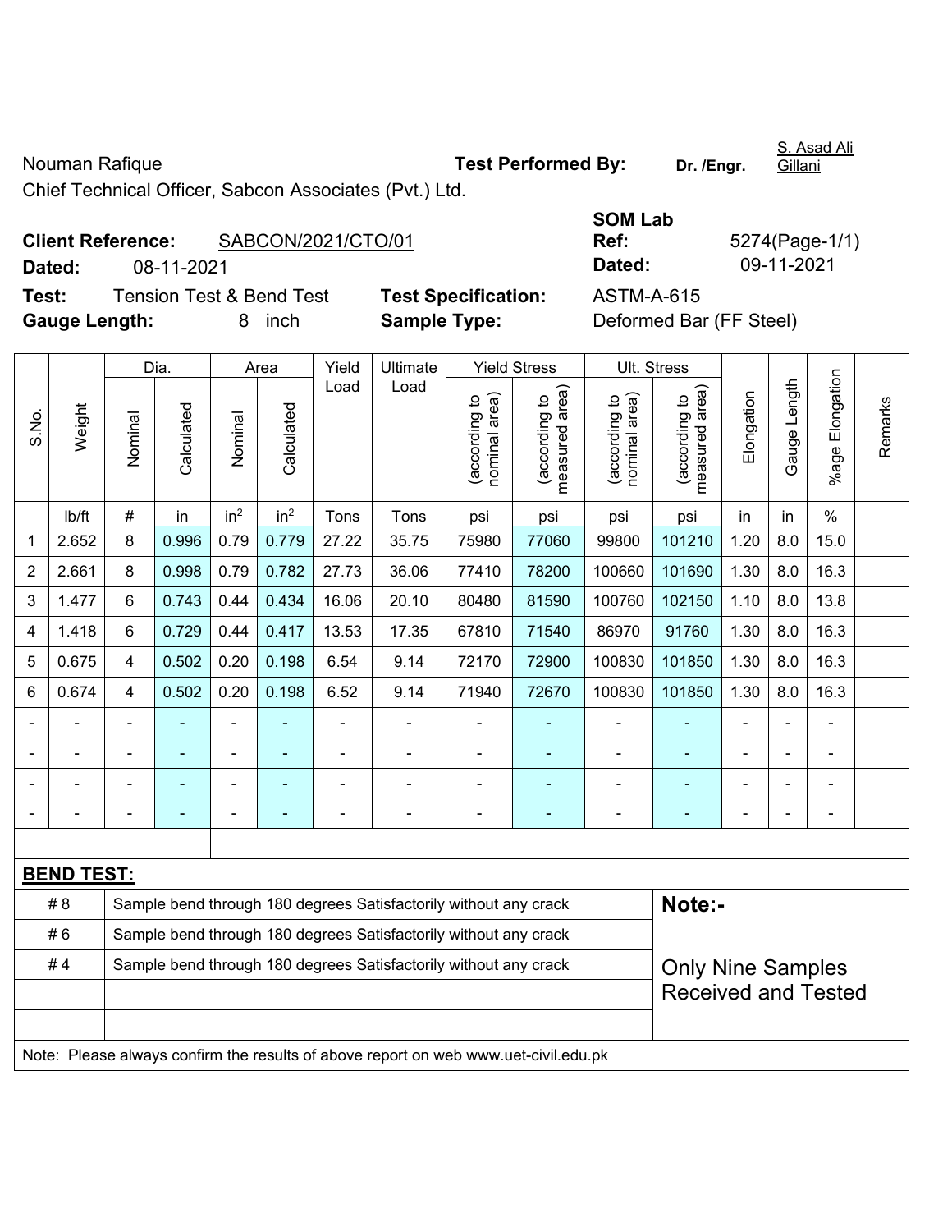Nouman Rafique **Test Performed By:** **Dr. /Engr.** S. Asad Ali Gillani

Chief Technical Officer, Sabcon Associates (Pvt.) Ltd.

**Client Reference:** SABCON/2021/CTO/01 **SOM Lab Ref:** 5274(Page-1/1)

**Dated:** 08-11-2021 **Dated:** 09-11-2021

**Test:** Tension Test & Bend Test **Test Specification:** ASTM-A-615

**Gauge Length:** 8 inch **Sample Type:** Deformed Bar (FF Steel)

| S.No. | Weight | Dia. | | Area | | Yield Load | Ultimate Load | Yield Stress | | Ult. Stress | | Elongation | Gauge Length | %age Elongation | Remarks |
|---|---|---|---|---|---|---|---|---|---|---|---|---|---|---|---|
| | | Nominal | Calculated | Nominal | Calculated | | | (according to nominal area) | (according to measured area) | (according to nominal area) | (according to measured area) | | | | |
| | lb/ft | # | in | $in^2$ | $in^2$ | Tons | Tons | psi | psi | psi | psi | in | in | % | |
| 1 | 2.652 | 8 | 0.996 | 0.79 | 0.779 | 27.22 | 35.75 | 75980 | 77060 | 99800 | 101210 | 1.20 | 8.0 | 15.0 | |
| 2 | 2.661 | 8 | 0.998 | 0.79 | 0.782 | 27.73 | 36.06 | 77410 | 78200 | 100660 | 101690 | 1.30 | 8.0 | 16.3 | |
| 3 | 1.477 | 6 | 0.743 | 0.44 | 0.434 | 16.06 | 20.10 | 80480 | 81590 | 100760 | 102150 | 1.10 | 8.0 | 13.8 | |
| 4 | 1.418 | 6 | 0.729 | 0.44 | 0.417 | 13.53 | 17.35 | 67810 | 71540 | 86970 | 91760 | 1.30 | 8.0 | 16.3 | |
| 5 | 0.675 | 4 | 0.502 | 0.20 | 0.198 | 6.54 | 9.14 | 72170 | 72900 | 100830 | 101850 | 1.30 | 8.0 | 16.3 | |
| 6 | 0.674 | 4 | 0.502 | 0.20 | 0.198 | 6.52 | 9.14 | 71940 | 72670 | 100830 | 101850 | 1.30 | 8.0 | 16.3 | |
| - | - | - | - | - | - | - | - | - | - | - | - | - | - | - | |
| - | - | - | - | - | - | - | - | - | - | - | - | - | - | - | |
| - | - | - | - | - | - | - | - | - | - | - | - | - | - | - | |
| - | - | - | - | - | - | - | - | - | - | - | - | - | - | - | |

**BEND TEST:**

| | | |
|---|---|---|
| # 8 | Sample bend through 180 degrees Satisfactorily without any crack | **Note:-** |
| # 6 | Sample bend through 180 degrees Satisfactorily without any crack | |
| # 4 | Sample bend through 180 degrees Satisfactorily without any crack | Only Nine Samples Received and Tested |
| | | |
| | | |

Note: Please always confirm the results of above report on web www.uet-civil.edu.pk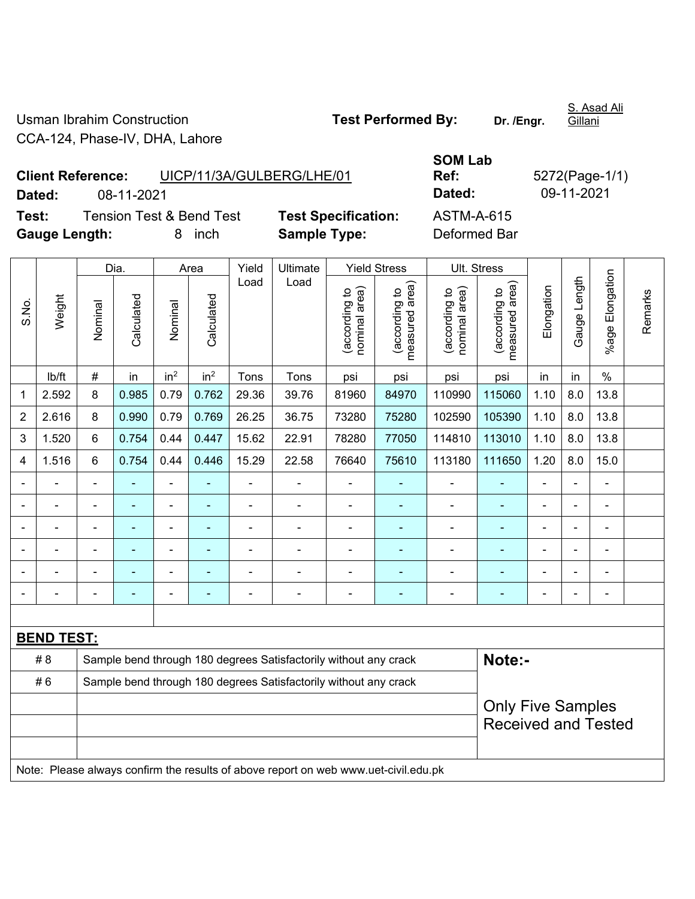Usman Ibrahim Construction
CCA-124, Phase-IV, DHA, Lahore

**Test Performed By:** **Dr. /Engr.** S. Asad Ali Gillani

**Client Reference:** UICP/11/3A/GULBERG/LHE/01

**Dated:** 08-11-2021

**SOM Lab Ref:** 5272(Page-1/1)

**Dated:** 09-11-2021

**Test:** Tension Test & Bend Test

**Test Specification:** ASTM-A-615

**Gauge Length:** 8 inch

**Sample Type:** Deformed Bar

| S.No. | Weight | Dia. | | Area | | Yield Load | Ultimate Load | Yield Stress | | Ult. Stress | | Elongation | Gauge Length | %age Elongation | Remarks |
|---|---|---|---|---|---|---|---|---|---|---|---|---|---|---|---|
| | | Nominal | Calculated | Nominal | Calculated | | | (according to nominal area) | (according to measured area) | (according to nominal area) | (according to measured area) | | | | |
| | lb/ft | # | in | in$^2$ | in$^2$ | Tons | Tons | psi | psi | psi | psi | in | in | % | |
| 1 | 2.592 | 8 | 0.985 | 0.79 | 0.762 | 29.36 | 39.76 | 81960 | 84970 | 110990 | 115060 | 1.10 | 8.0 | 13.8 | |
| 2 | 2.616 | 8 | 0.990 | 0.79 | 0.769 | 26.25 | 36.75 | 73280 | 75280 | 102590 | 105390 | 1.10 | 8.0 | 13.8 | |
| 3 | 1.520 | 6 | 0.754 | 0.44 | 0.447 | 15.62 | 22.91 | 78280 | 77050 | 114810 | 113010 | 1.10 | 8.0 | 13.8 | |
| 4 | 1.516 | 6 | 0.754 | 0.44 | 0.446 | 15.29 | 22.58 | 76640 | 75610 | 113180 | 111650 | 1.20 | 8.0 | 15.0 | |
| - | - | - | - | - | - | - | - | - | - | - | - | - | - | - | |
| - | - | - | - | - | - | - | - | - | - | - | - | - | - | - | |
| - | - | - | - | - | - | - | - | - | - | - | - | - | - | - | |
| - | - | - | - | - | - | - | - | - | - | - | - | - | - | - | |
| - | - | - | - | - | - | - | - | - | - | - | - | - | - | - | |
| - | - | - | - | - | - | - | - | - | - | - | - | - | - | - | |

**BEND TEST:**

| | | |
|---|---|---|
| # 8 | Sample bend through 180 degrees Satisfactorily without any crack | **Note:-** |
| # 6 | Sample bend through 180 degrees Satisfactorily without any crack | Only Five Samples Received and Tested |

Note: Please always confirm the results of above report on web www.uet-civil.edu.pk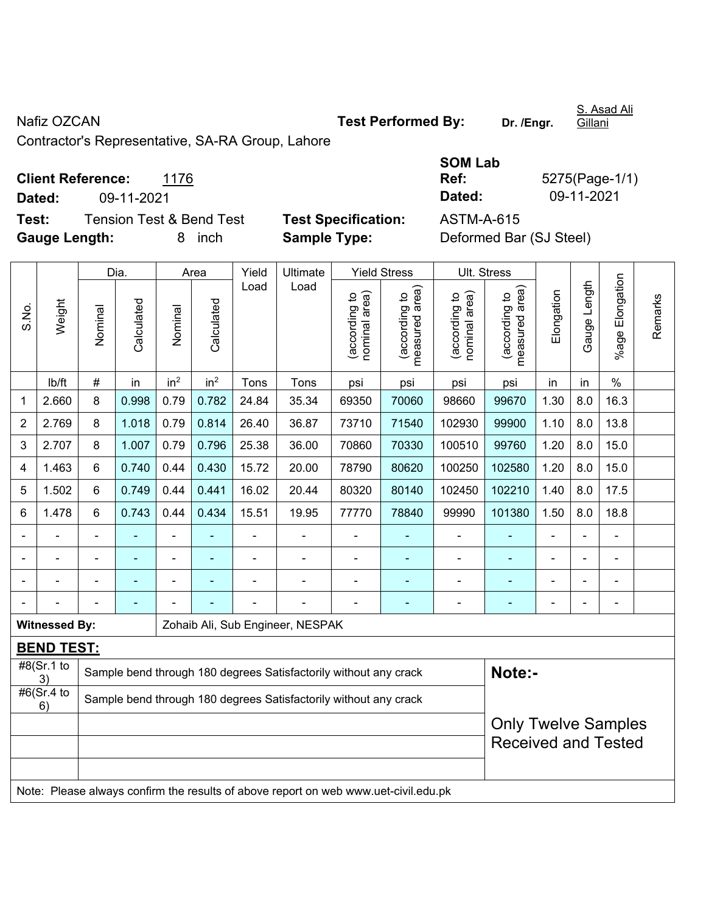Nafiz OZCAN

Contractor's Representative, SA-RA Group, Lahore

**Test Performed By:** Dr. /Engr. S. Asad Ali Gillani

**Client Reference:** 1176

**Dated:** 09-11-2021

**SOM Lab Ref:** 5275(Page-1/1)

**Dated:** 09-11-2021

**Test:** Tension Test & Bend Test

**Test Specification:** ASTM-A-615

**Gauge Length:** 8 inch

**Sample Type:** Deformed Bar (SJ Steel)

| S.No. | Weight | Dia. | | Area | | Yield Load | Ultimate Load | Yield Stress | | Ult. Stress | | Elongation | Gauge Length | %age Elongation | Remarks |
|---|---|---|---|---|---|---|---|---|---|---|---|---|---|---|---|
| | | Nominal | Calculated | Nominal | Calculated | | | (according to nominal area) | (according to measured area) | (according to nominal area) | (according to measured area) | | | | |
| | lb/ft | # | in | $in^2$ | $in^2$ | Tons | Tons | psi | psi | psi | psi | in | in | % | |
| 1 | 2.660 | 8 | 0.998 | 0.79 | 0.782 | 24.84 | 35.34 | 69350 | 70060 | 98660 | 99670 | 1.30 | 8.0 | 16.3 | |
| 2 | 2.769 | 8 | 1.018 | 0.79 | 0.814 | 26.40 | 36.87 | 73710 | 71540 | 102930 | 99900 | 1.10 | 8.0 | 13.8 | |
| 3 | 2.707 | 8 | 1.007 | 0.79 | 0.796 | 25.38 | 36.00 | 70860 | 70330 | 100510 | 99760 | 1.20 | 8.0 | 15.0 | |
| 4 | 1.463 | 6 | 0.740 | 0.44 | 0.430 | 15.72 | 20.00 | 78790 | 80620 | 100250 | 102580 | 1.20 | 8.0 | 15.0 | |
| 5 | 1.502 | 6 | 0.749 | 0.44 | 0.441 | 16.02 | 20.44 | 80320 | 80140 | 102450 | 102210 | 1.40 | 8.0 | 17.5 | |
| 6 | 1.478 | 6 | 0.743 | 0.44 | 0.434 | 15.51 | 19.95 | 77770 | 78840 | 99990 | 101380 | 1.50 | 8.0 | 18.8 | |
| - | - | - | - | - | - | - | - | - | - | - | - | - | - | - | |
| - | - | - | - | - | - | - | - | - | - | - | - | - | - | - | |
| - | - | - | - | - | - | - | - | - | - | - | - | - | - | - | |
| - | - | - | - | - | - | - | - | - | - | - | - | - | - | - | |

**Witnessed By:** Zohaib Ali, Sub Engineer, NESPAK

**BEND TEST:**

| | |
|---|---|
| #8(Sr.1 to 3) | Sample bend through 180 degrees Satisfactorily without any crack |
| #6(Sr.4 to 6) | Sample bend through 180 degrees Satisfactorily without any crack |

**Note:-**

Only Twelve Samples Received and Tested

Note: Please always confirm the results of above report on web www.uet-civil.edu.pk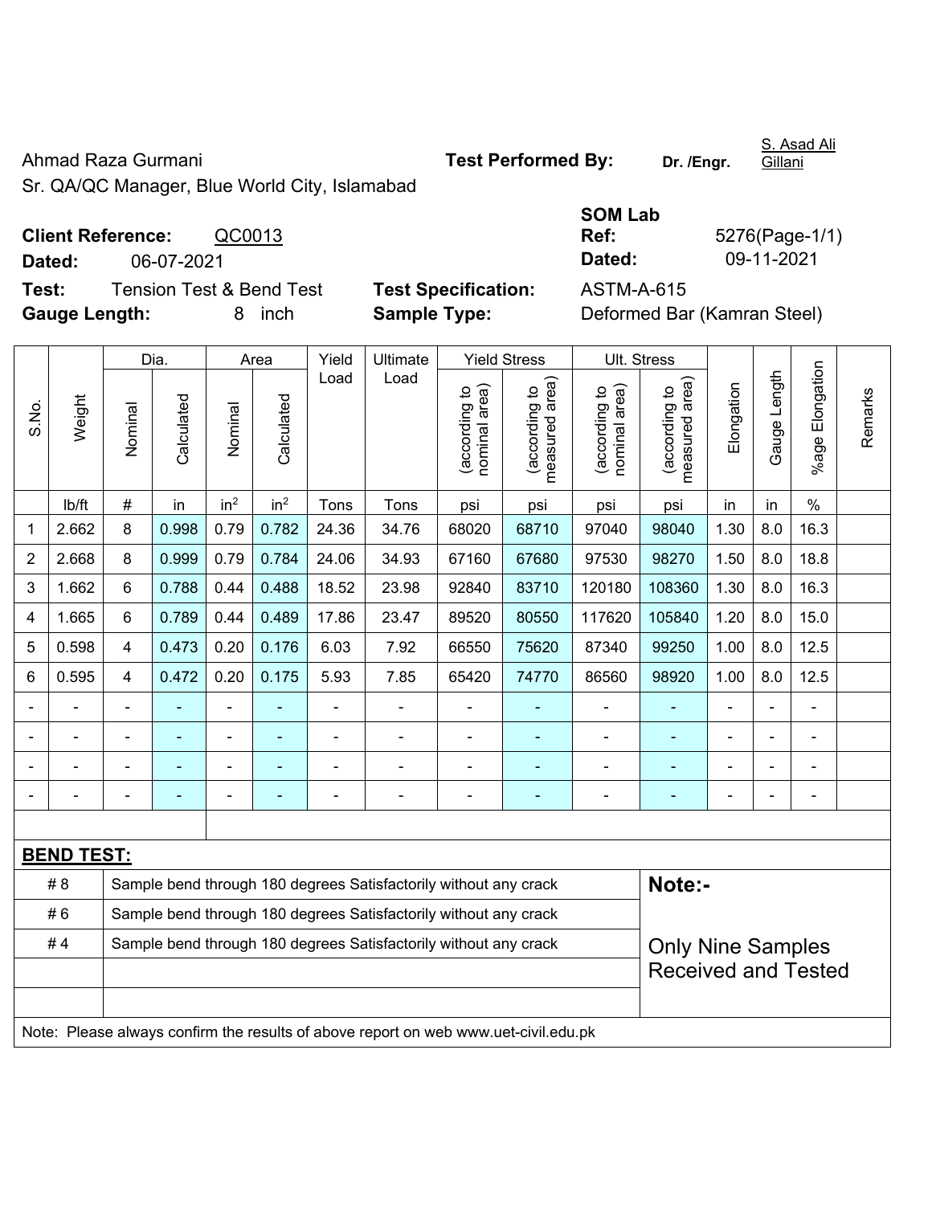Ahmad Raza Gurmani

Sr. QA/QC Manager, Blue World City, Islamabad

**Test Performed By:** Dr. /Engr. S. Asad Ali Gillani

**Client Reference:** QC0013

**Dated:** 06-07-2021

**SOM Lab Ref:** 5276(Page-1/1)

**Dated:** 09-11-2021

**Test:** Tension Test & Bend Test

**Test Specification:** ASTM-A-615

**Gauge Length:** 8 inch

**Sample Type:** Deformed Bar (Kamran Steel)

| S.No. | Weight | Dia. | | Area | | Yield Load | Ultimate Load | Yield Stress | | Ult. Stress | | Elongation | Gauge Length | %age Elongation | Remarks |
|---|---|---|---|---|---|---|---|---|---|---|---|---|---|---|---|
| | | Nominal | Calculated | Nominal | Calculated | | | (according to nominal area) | (according to measured area) | (according to nominal area) | (according to measured area) | | | | |
| | lb/ft | # | in | in² | in² | Tons | Tons | psi | psi | psi | psi | in | in | % | |
| 1 | 2.662 | 8 | 0.998 | 0.79 | 0.782 | 24.36 | 34.76 | 68020 | 68710 | 97040 | 98040 | 1.30 | 8.0 | 16.3 | |
| 2 | 2.668 | 8 | 0.999 | 0.79 | 0.784 | 24.06 | 34.93 | 67160 | 67680 | 97530 | 98270 | 1.50 | 8.0 | 18.8 | |
| 3 | 1.662 | 6 | 0.788 | 0.44 | 0.488 | 18.52 | 23.98 | 92840 | 83710 | 120180 | 108360 | 1.30 | 8.0 | 16.3 | |
| 4 | 1.665 | 6 | 0.789 | 0.44 | 0.489 | 17.86 | 23.47 | 89520 | 80550 | 117620 | 105840 | 1.20 | 8.0 | 15.0 | |
| 5 | 0.598 | 4 | 0.473 | 0.20 | 0.176 | 6.03 | 7.92 | 66550 | 75620 | 87340 | 99250 | 1.00 | 8.0 | 12.5 | |
| 6 | 0.595 | 4 | 0.472 | 0.20 | 0.175 | 5.93 | 7.85 | 65420 | 74770 | 86560 | 98920 | 1.00 | 8.0 | 12.5 | |
| - | - | - | - | - | - | - | - | - | - | - | - | - | - | - | |
| - | - | - | - | - | - | - | - | - | - | - | - | - | - | - | |
| - | - | - | - | - | - | - | - | - | - | - | - | - | - | - | |
| - | - | - | - | - | - | - | - | - | - | - | - | - | - | - | |

**BEND TEST:**

| | | |
|---|---|---|
| # 8 | Sample bend through 180 degrees Satisfactorily without any crack | **Note:-** |
| # 6 | Sample bend through 180 degrees Satisfactorily without any crack | |
| # 4 | Sample bend through 180 degrees Satisfactorily without any crack | Only Nine Samples Received and Tested |

Note: Please always confirm the results of above report on web www.uet-civil.edu.pk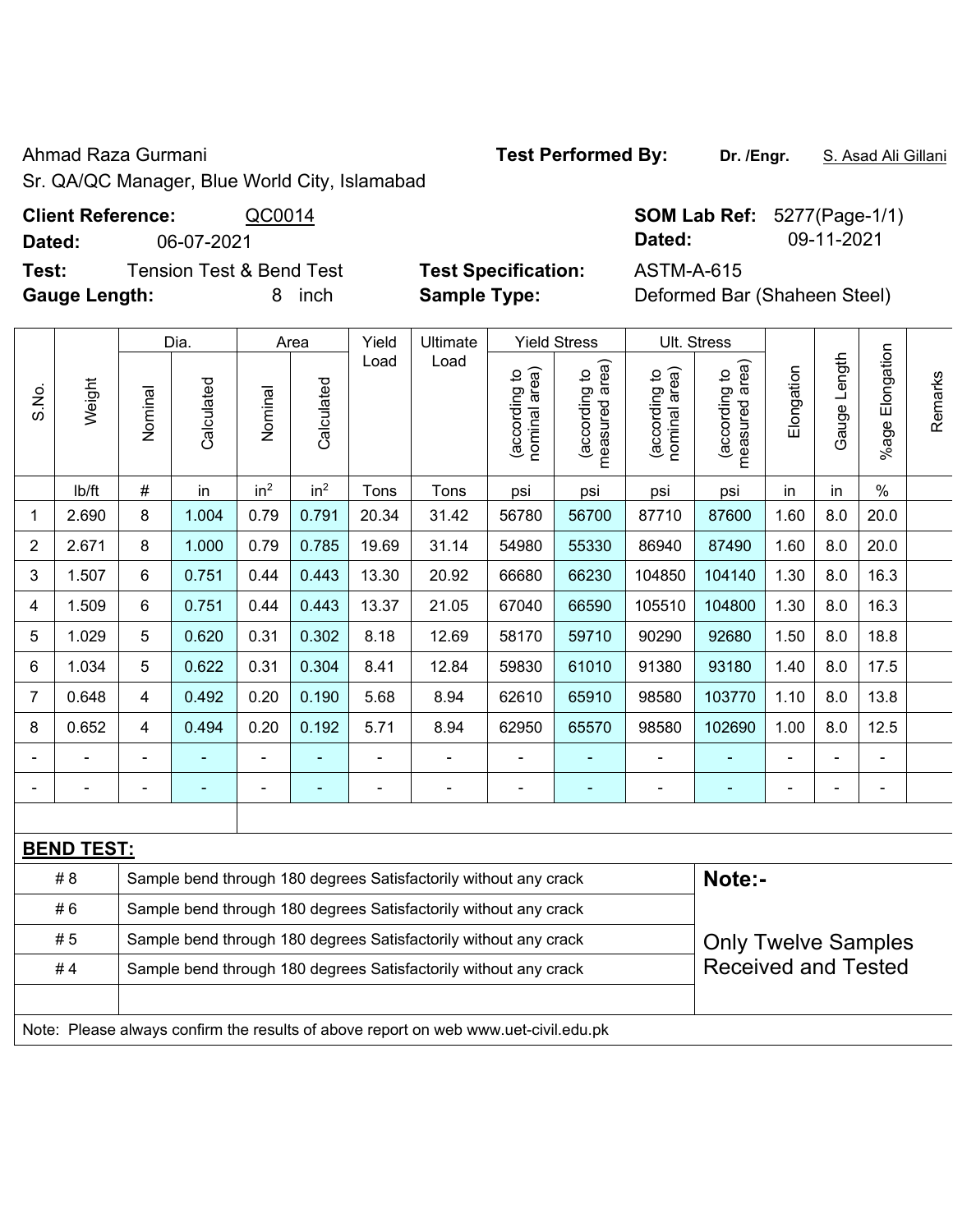Ahmad Raza Gurmani
Sr. QA/QC Manager, Blue World City, Islamabad

**Test Performed By:** **Dr. /Engr.** S. Asad Ali Gillani

**Client Reference:** QC0014
**Dated:** 06-07-2021

**SOM Lab Ref:** 5277(Page-1/1)
**Dated:** 09-11-2021

**Test:** Tension Test & Bend Test
**Gauge Length:** 8 inch

**Test Specification:** ASTM-A-615
**Sample Type:** Deformed Bar (Shaheen Steel)

| S.No. | Weight | Dia. | | Area | | Yield Load | Ultimate Load | Yield Stress | | Ult. Stress | | Elongation | Gauge Length | %age Elongation | Remarks |
|---|---|---|---|---|---|---|---|---|---|---|---|---|---|---|---|
| | | Nominal | Calculated | Nominal | Calculated | | | (according to nominal area) | (according to measured area) | (according to nominal area) | (according to measured area) | | | | |
| | lb/ft | # | in | $in^2$ | $in^2$ | Tons | Tons | psi | psi | psi | psi | in | in | % | |
| 1 | 2.690 | 8 | 1.004 | 0.79 | 0.791 | 20.34 | 31.42 | 56780 | 56700 | 87710 | 87600 | 1.60 | 8.0 | 20.0 | |
| 2 | 2.671 | 8 | 1.000 | 0.79 | 0.785 | 19.69 | 31.14 | 54980 | 55330 | 86940 | 87490 | 1.60 | 8.0 | 20.0 | |
| 3 | 1.507 | 6 | 0.751 | 0.44 | 0.443 | 13.30 | 20.92 | 66680 | 66230 | 104850 | 104140 | 1.30 | 8.0 | 16.3 | |
| 4 | 1.509 | 6 | 0.751 | 0.44 | 0.443 | 13.37 | 21.05 | 67040 | 66590 | 105510 | 104800 | 1.30 | 8.0 | 16.3 | |
| 5 | 1.029 | 5 | 0.620 | 0.31 | 0.302 | 8.18 | 12.69 | 58170 | 59710 | 90290 | 92680 | 1.50 | 8.0 | 18.8 | |
| 6 | 1.034 | 5 | 0.622 | 0.31 | 0.304 | 8.41 | 12.84 | 59830 | 61010 | 91380 | 93180 | 1.40 | 8.0 | 17.5 | |
| 7 | 0.648 | 4 | 0.492 | 0.20 | 0.190 | 5.68 | 8.94 | 62610 | 65910 | 98580 | 103770 | 1.10 | 8.0 | 13.8 | |
| 8 | 0.652 | 4 | 0.494 | 0.20 | 0.192 | 5.71 | 8.94 | 62950 | 65570 | 98580 | 102690 | 1.00 | 8.0 | 12.5 | |
| - | - | - | - | - | - | - | - | - | - | - | - | - | - | - | |
| - | - | - | - | - | - | - | - | - | - | - | - | - | - | - | |

**BEND TEST:**

| | | Note:- |
|---|---|---|
| # 8 | Sample bend through 180 degrees Satisfactorily without any crack | Only Twelve Samples Received and Tested |
| # 6 | Sample bend through 180 degrees Satisfactorily without any crack | |
| # 5 | Sample bend through 180 degrees Satisfactorily without any crack | |
| # 4 | Sample bend through 180 degrees Satisfactorily without any crack | |

Note: Please always confirm the results of above report on web www.uet-civil.edu.pk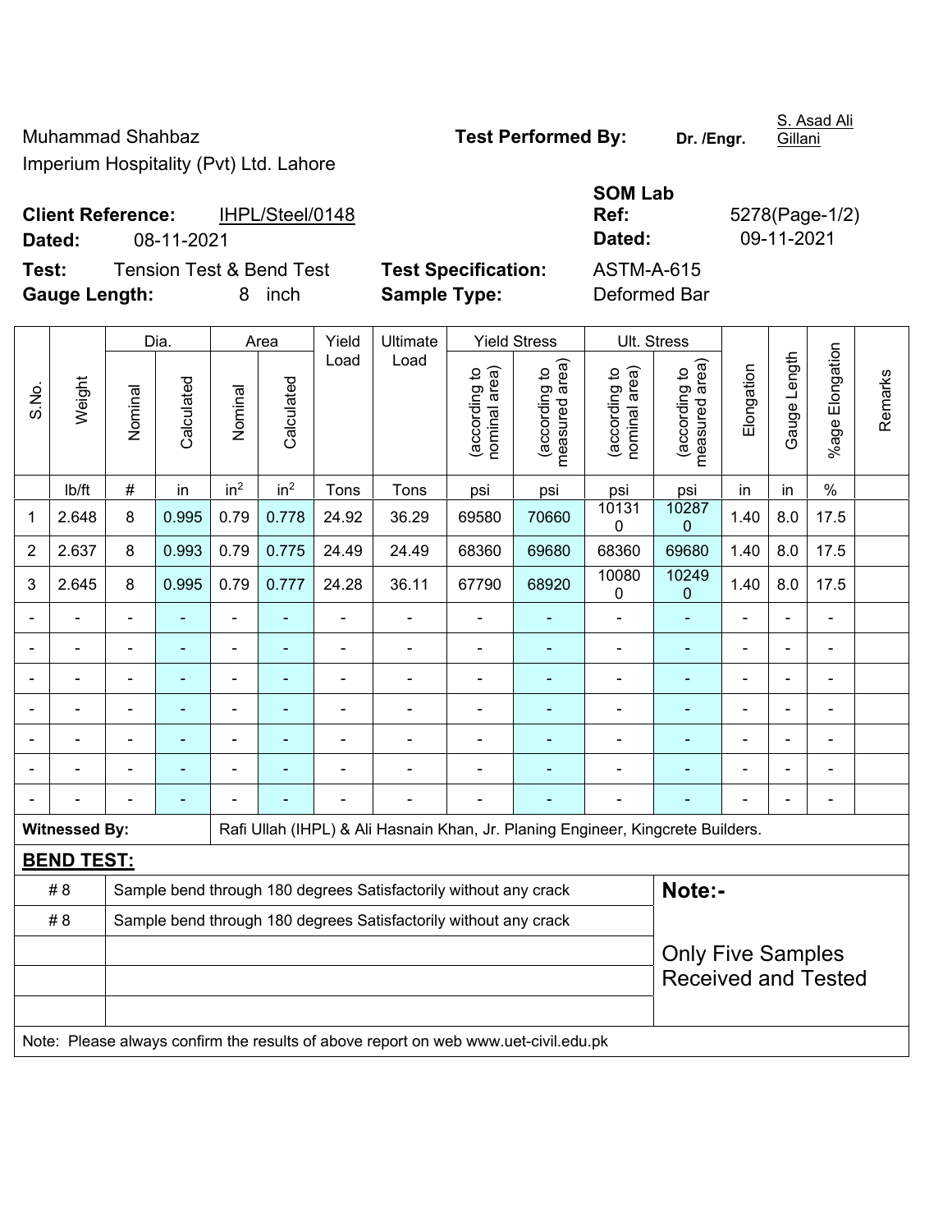Muhammad Shahbaz
Imperium Hospitality (Pvt) Ltd. Lahore

**Test Performed By:** **Dr. /Engr.** S. Asad Ali Gillani

**Client Reference:** IHPL/Steel/0148
**Dated:** 08-11-2021

**SOM Lab Ref:** 5278(Page-1/2)
**Dated:** 09-11-2021

**Test:** Tension Test & Bend Test
**Gauge Length:** 8 inch

**Test Specification:** ASTM-A-615
**Sample Type:** Deformed Bar

| S.No. | Weight | Dia. | | Area | | Yield Load | Ultimate Load | Yield Stress | | Ult. Stress | | Elongation | Gauge Length | %age Elongation | Remarks |
|---|---|---|---|---|---|---|---|---|---|---|---|---|---|---|---|
| | | Nominal | Calculated | Nominal | Calculated | | | (according to nominal area) | (according to measured area) | (according to nominal area) | (according to measured area) | | | | |
| | lb/ft | # | in | in$^2$ | in$^2$ | Tons | Tons | psi | psi | psi | psi | in | in | % | |
| 1 | 2.648 | 8 | 0.995 | 0.79 | 0.778 | 24.92 | 36.29 | 69580 | 70660 | 101310 | 102870 | 1.40 | 8.0 | 17.5 | |
| 2 | 2.637 | 8 | 0.993 | 0.79 | 0.775 | 24.49 | 24.49 | 68360 | 69680 | 68360 | 69680 | 1.40 | 8.0 | 17.5 | |
| 3 | 2.645 | 8 | 0.995 | 0.79 | 0.777 | 24.28 | 36.11 | 67790 | 68920 | 100800 | 102490 | 1.40 | 8.0 | 17.5 | |
| - | - | - | - | - | - | - | - | - | - | - | - | - | - | - | |
| - | - | - | - | - | - | - | - | - | - | - | - | - | - | - | |
| - | - | - | - | - | - | - | - | - | - | - | - | - | - | - | |
| - | - | - | - | - | - | - | - | - | - | - | - | - | - | - | |
| - | - | - | - | - | - | - | - | - | - | - | - | - | - | - | |
| - | - | - | - | - | - | - | - | - | - | - | - | - | - | - | |
| - | - | - | - | - | - | - | - | - | - | - | - | - | - | - | |

**Witnessed By:** Rafi Ullah (IHPL) & Ali Hasnain Khan, Jr. Planing Engineer, Kingcrete Builders.

## BEND TEST:

| | | |
|---|---|---|
| # 8 | Sample bend through 180 degrees Satisfactorily without any crack | **Note:-** |
| # 8 | Sample bend through 180 degrees Satisfactorily without any crack | Only Five Samples Received and Tested |

Note: Please always confirm the results of above report on web www.uet-civil.edu.pk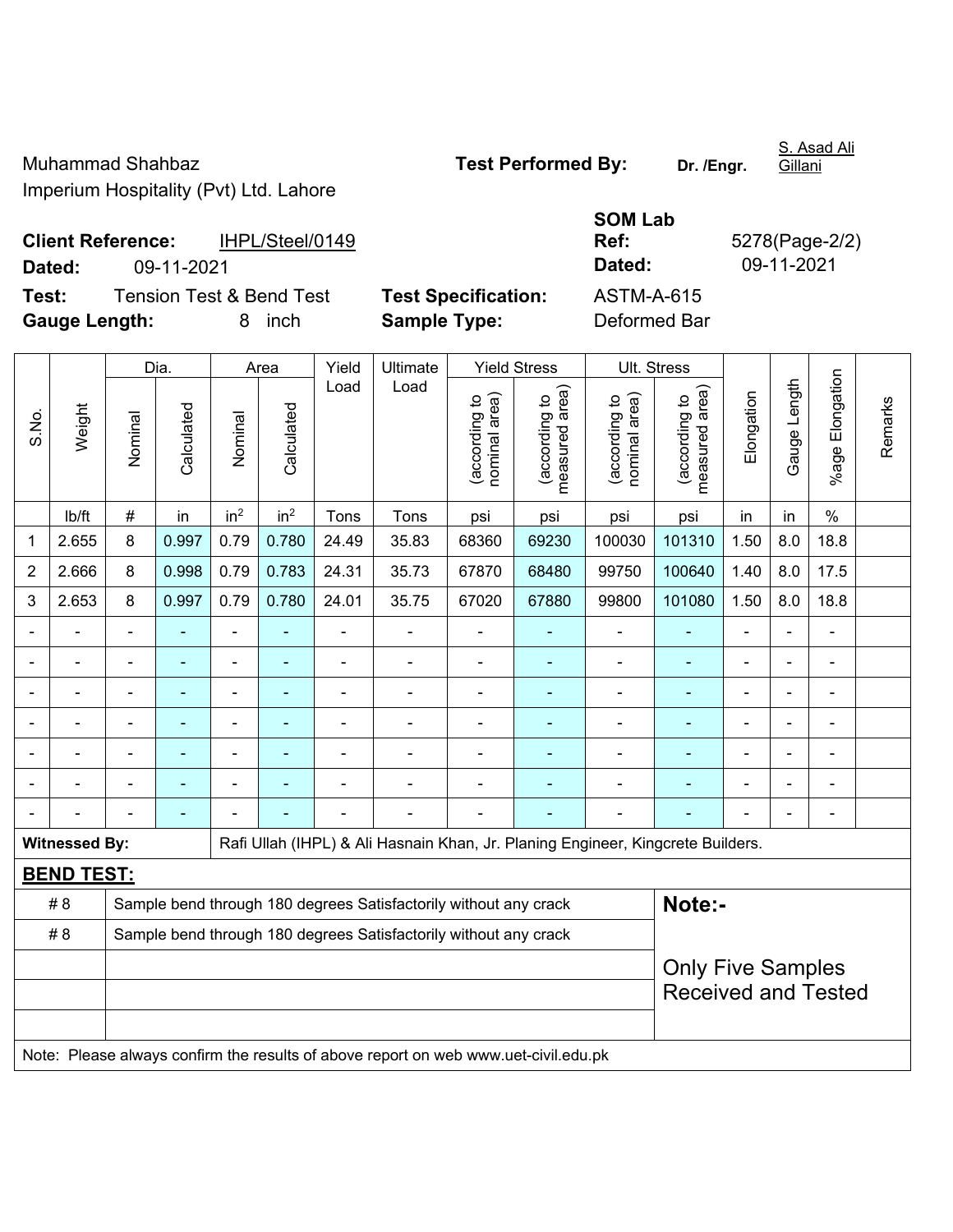Muhammad Shahbaz
Imperium Hospitality (Pvt) Ltd. Lahore

**Test Performed By:** **Dr. /Engr.** S. Asad Ali Gillani

**Client Reference:** IHPL/Steel/0149

**Dated:** 09-11-2021

**SOM Lab Ref:** 5278(Page-2/2)

**Dated:** 09-11-2021

**Test:** Tension Test & Bend Test

**Test Specification:** ASTM-A-615

**Gauge Length:** 8 inch

**Sample Type:** Deformed Bar

| S.No. | Weight | Dia. | | Area | | Yield Load | Ultimate Load | Yield Stress | | Ult. Stress | | Elongation | Gauge Length | %age Elongation | Remarks |
|---|---|---|---|---|---|---|---|---|---|---|---|---|---|---|---|
| | | Nominal | Calculated | Nominal | Calculated | | | (according to nominal area) | (according to measured area) | (according to nominal area) | (according to measured area) | | | | |
| | lb/ft | # | in | $in^2$ | $in^2$ | Tons | Tons | psi | psi | psi | psi | in | in | % | |
| 1 | 2.655 | 8 | 0.997 | 0.79 | 0.780 | 24.49 | 35.83 | 68360 | 69230 | 100030 | 101310 | 1.50 | 8.0 | 18.8 | |
| 2 | 2.666 | 8 | 0.998 | 0.79 | 0.783 | 24.31 | 35.73 | 67870 | 68480 | 99750 | 100640 | 1.40 | 8.0 | 17.5 | |
| 3 | 2.653 | 8 | 0.997 | 0.79 | 0.780 | 24.01 | 35.75 | 67020 | 67880 | 99800 | 101080 | 1.50 | 8.0 | 18.8 | |
| - | - | - | - | - | - | - | - | - | - | - | - | - | - | - | |
| - | - | - | - | - | - | - | - | - | - | - | - | - | - | - | |
| - | - | - | - | - | - | - | - | - | - | - | - | - | - | - | |
| - | - | - | - | - | - | - | - | - | - | - | - | - | - | - | |
| - | - | - | - | - | - | - | - | - | - | - | - | - | - | - | |
| - | - | - | - | - | - | - | - | - | - | - | - | - | - | - | |
| - | - | - | - | - | - | - | - | - | - | - | - | - | - | - | |

**Witnessed By:** Rafi Ullah (IHPL) & Ali Hasnain Khan, Jr. Planing Engineer, Kingcrete Builders.

## BEND TEST:

| | |
|---|---|
| # 8 | Sample bend through 180 degrees Satisfactorily without any crack |
| # 8 | Sample bend through 180 degrees Satisfactorily without any crack |

**Note:-**

Only Five Samples Received and Tested

Note: Please always confirm the results of above report on web www.uet-civil.edu.pk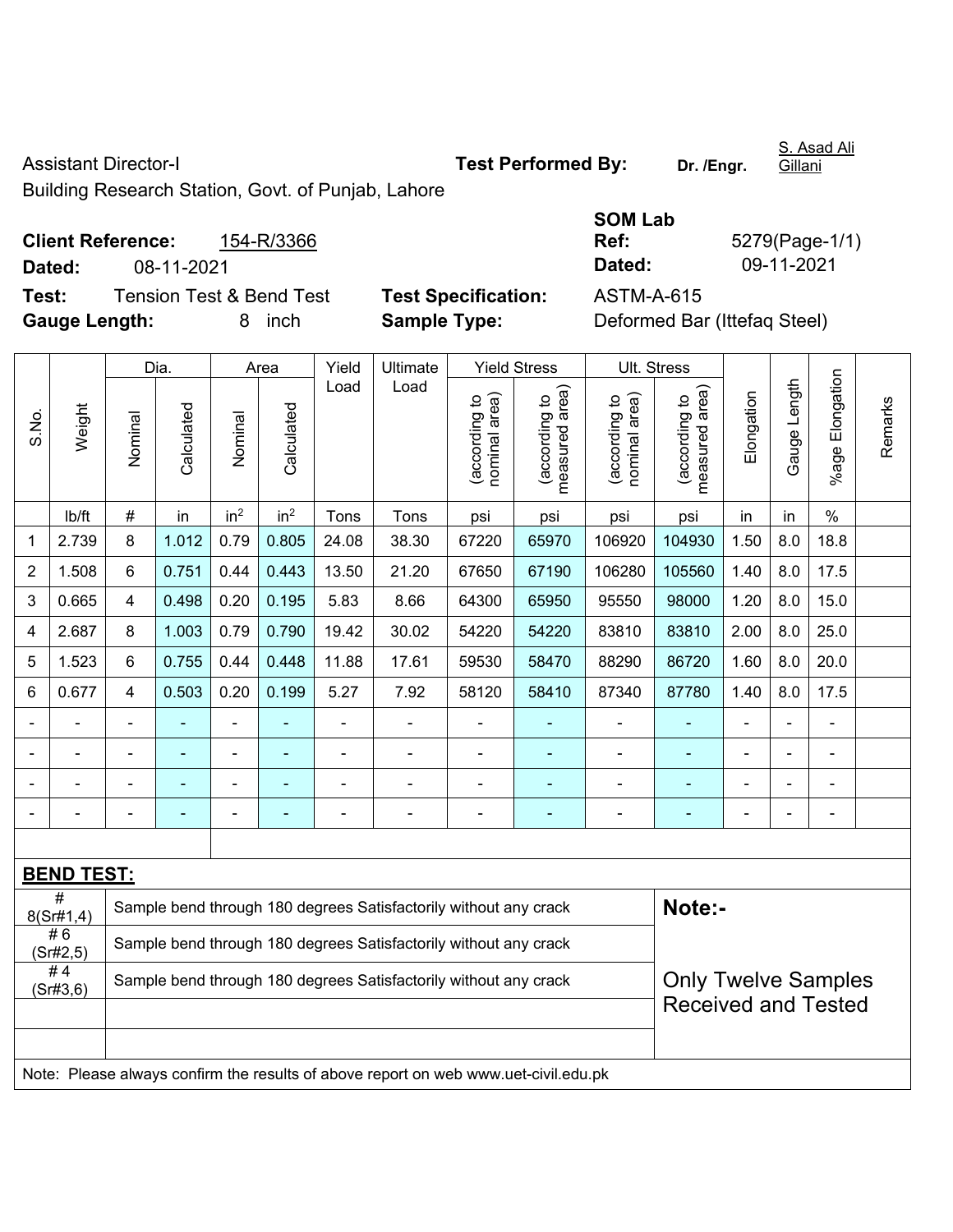Assistant Director-I

Building Research Station, Govt. of Punjab, Lahore

**Test Performed By:** Dr. /Engr. S. Asad Ali Gillani

**Client Reference:** 154-R/3366

**Dated:** 08-11-2021

**SOM Lab Ref:** 5279(Page-1/1)

**Dated:** 09-11-2021

**Test:** Tension Test & Bend Test

**Test Specification:** ASTM-A-615

**Gauge Length:** 8 inch

**Sample Type:** Deformed Bar (Ittefaq Steel)

| S.No. | Weight | Dia. | | Area | | Yield Load | Ultimate Load | Yield Stress | | Ult. Stress | | Elongation | Gauge Length | %age Elongation | Remarks |
|---|---|---|---|---|---|---|---|---|---|---|---|---|---|---|---|
| | | Nominal | Calculated | Nominal | Calculated | | | (according to nominal area) | (according to measured area) | (according to nominal area) | (according to measured area) | | | | |
| | lb/ft | # | in | in$^2$ | in$^2$ | Tons | Tons | psi | psi | psi | psi | in | in | % | |
| 1 | 2.739 | 8 | 1.012 | 0.79 | 0.805 | 24.08 | 38.30 | 67220 | 65970 | 106920 | 104930 | 1.50 | 8.0 | 18.8 | |
| 2 | 1.508 | 6 | 0.751 | 0.44 | 0.443 | 13.50 | 21.20 | 67650 | 67190 | 106280 | 105560 | 1.40 | 8.0 | 17.5 | |
| 3 | 0.665 | 4 | 0.498 | 0.20 | 0.195 | 5.83 | 8.66 | 64300 | 65950 | 95550 | 98000 | 1.20 | 8.0 | 15.0 | |
| 4 | 2.687 | 8 | 1.003 | 0.79 | 0.790 | 19.42 | 30.02 | 54220 | 54220 | 83810 | 83810 | 2.00 | 8.0 | 25.0 | |
| 5 | 1.523 | 6 | 0.755 | 0.44 | 0.448 | 11.88 | 17.61 | 59530 | 58470 | 88290 | 86720 | 1.60 | 8.0 | 20.0 | |
| 6 | 0.677 | 4 | 0.503 | 0.20 | 0.199 | 5.27 | 7.92 | 58120 | 58410 | 87340 | 87780 | 1.40 | 8.0 | 17.5 | |
| - | - | - | - | - | - | - | - | - | - | - | - | - | - | - | |
| - | - | - | - | - | - | - | - | - | - | - | - | - | - | - | |
| - | - | - | - | - | - | - | - | - | - | - | - | - | - | - | |
| - | - | - | - | - | - | - | - | - | - | - | - | - | - | - | |

**BEND TEST:**

| # | Result |
|---|---|
| 8(Sr#1,4) | Sample bend through 180 degrees Satisfactorily without any crack |
| # 6 (Sr#2,5) | Sample bend through 180 degrees Satisfactorily without any crack |
| # 4 (Sr#3,6) | Sample bend through 180 degrees Satisfactorily without any crack |

**Note:-**

Only Twelve Samples Received and Tested

Note: Please always confirm the results of above report on web www.uet-civil.edu.pk